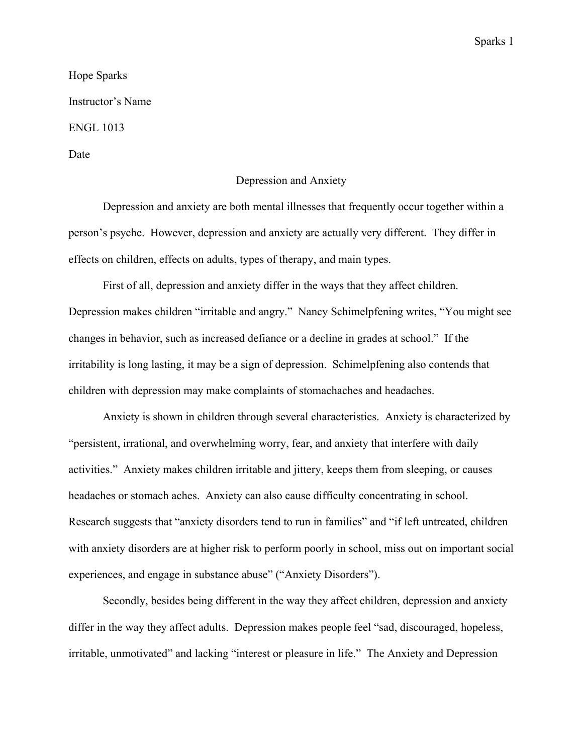Hope Sparks

Instructor's Name

ENGL 1013

Date

# Depression and Anxiety

Depression and anxiety are both mental illnesses that frequently occur together within a person's psyche. However, depression and anxiety are actually very different. They differ in effects on children, effects on adults, types of therapy, and main types.

First of all, depression and anxiety differ in the ways that they affect children. Depression makes children "irritable and angry." Nancy Schimelpfening writes, "You might see changes in behavior, such as increased defiance or a decline in grades at school." If the irritability is long lasting, it may be a sign of depression. Schimelpfening also contends that children with depression may make complaints of stomachaches and headaches.

Anxiety is shown in children through several characteristics. Anxiety is characterized by "persistent, irrational, and overwhelming worry, fear, and anxiety that interfere with daily activities." Anxiety makes children irritable and jittery, keeps them from sleeping, or causes headaches or stomach aches. Anxiety can also cause difficulty concentrating in school. Research suggests that "anxiety disorders tend to run in families" and "if left untreated, children with anxiety disorders are at higher risk to perform poorly in school, miss out on important social experiences, and engage in substance abuse" ("Anxiety Disorders").

Secondly, besides being different in the way they affect children, depression and anxiety differ in the way they affect adults. Depression makes people feel "sad, discouraged, hopeless, irritable, unmotivated" and lacking "interest or pleasure in life." The Anxiety and Depression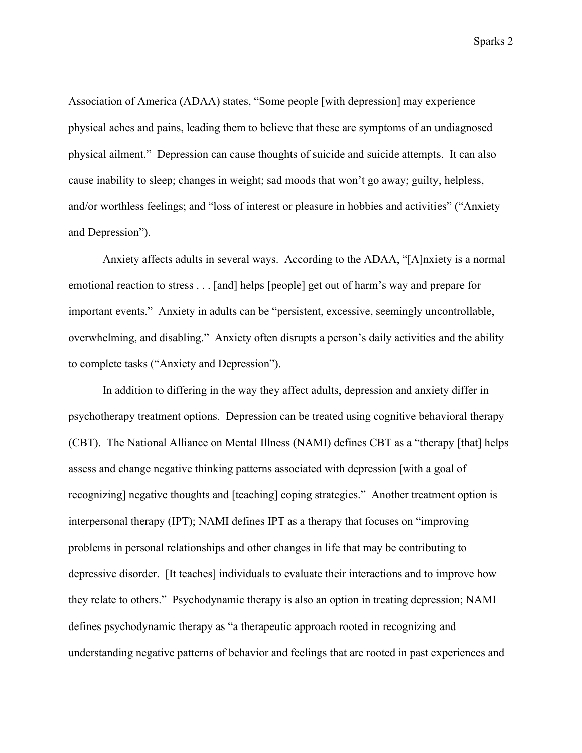Association of America (ADAA) states, "Some people [with depression] may experience physical aches and pains, leading them to believe that these are symptoms of an undiagnosed physical ailment." Depression can cause thoughts of suicide and suicide attempts. It can also cause inability to sleep; changes in weight; sad moods that won't go away; guilty, helpless, and/or worthless feelings; and "loss of interest or pleasure in hobbies and activities" ("Anxiety and Depression").

Anxiety affects adults in several ways. According to the ADAA, "[A]nxiety is a normal emotional reaction to stress . . . [and] helps [people] get out of harm's way and prepare for important events." Anxiety in adults can be "persistent, excessive, seemingly uncontrollable, overwhelming, and disabling." Anxiety often disrupts a person's daily activities and the ability to complete tasks ("Anxiety and Depression").

In addition to differing in the way they affect adults, depression and anxiety differ in psychotherapy treatment options. Depression can be treated using cognitive behavioral therapy (CBT). The National Alliance on Mental Illness (NAMI) defines CBT as a "therapy [that] helps assess and change negative thinking patterns associated with depression [with a goal of recognizing] negative thoughts and [teaching] coping strategies." Another treatment option is interpersonal therapy (IPT); NAMI defines IPT as a therapy that focuses on "improving problems in personal relationships and other changes in life that may be contributing to depressive disorder. [It teaches] individuals to evaluate their interactions and to improve how they relate to others." Psychodynamic therapy is also an option in treating depression; NAMI defines psychodynamic therapy as "a therapeutic approach rooted in recognizing and understanding negative patterns of behavior and feelings that are rooted in past experiences and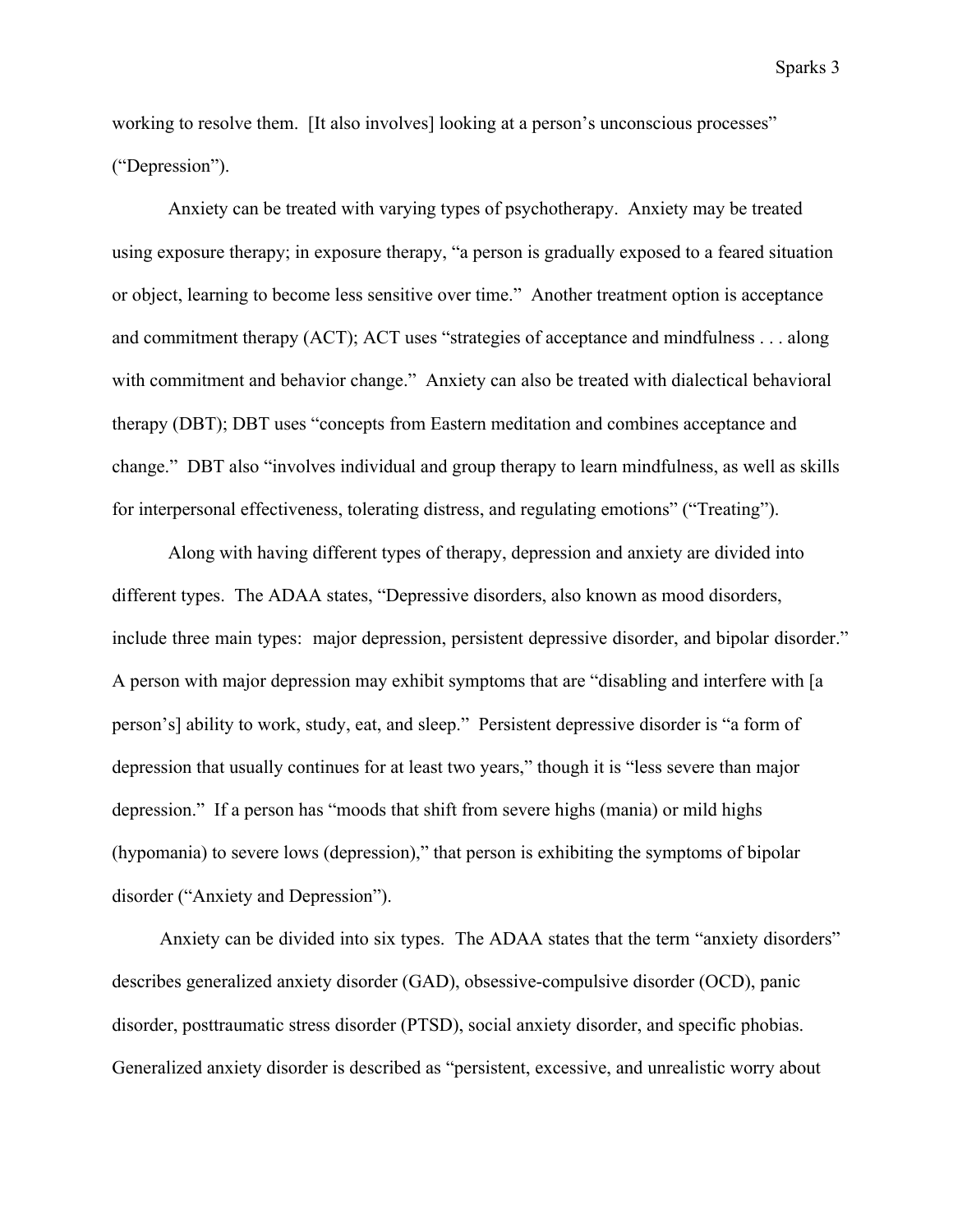working to resolve them. [It also involves] looking at a person's unconscious processes" ("Depression").

Anxiety can be treated with varying types of psychotherapy. Anxiety may be treated using exposure therapy; in exposure therapy, "a person is gradually exposed to a feared situation or object, learning to become less sensitive over time." Another treatment option is acceptance and commitment therapy (ACT); ACT uses "strategies of acceptance and mindfulness . . . along with commitment and behavior change." Anxiety can also be treated with dialectical behavioral therapy (DBT); DBT uses "concepts from Eastern meditation and combines acceptance and change." DBT also "involves individual and group therapy to learn mindfulness, as well as skills for interpersonal effectiveness, tolerating distress, and regulating emotions" ("Treating").

Along with having different types of therapy, depression and anxiety are divided into different types. The ADAA states, "Depressive disorders, also known as mood disorders, include three main types: major depression, persistent depressive disorder, and bipolar disorder." A person with major depression may exhibit symptoms that are "disabling and interfere with [a person's] ability to work, study, eat, and sleep." Persistent depressive disorder is "a form of depression that usually continues for at least two years," though it is "less severe than major depression." If a person has "moods that shift from severe highs (mania) or mild highs (hypomania) to severe lows (depression)," that person is exhibiting the symptoms of bipolar disorder ("Anxiety and Depression").

Anxiety can be divided into six types. The ADAA states that the term "anxiety disorders" describes generalized anxiety disorder (GAD), obsessive-compulsive disorder (OCD), panic disorder, posttraumatic stress disorder (PTSD), social anxiety disorder, and specific phobias. Generalized anxiety disorder is described as "persistent, excessive, and unrealistic worry about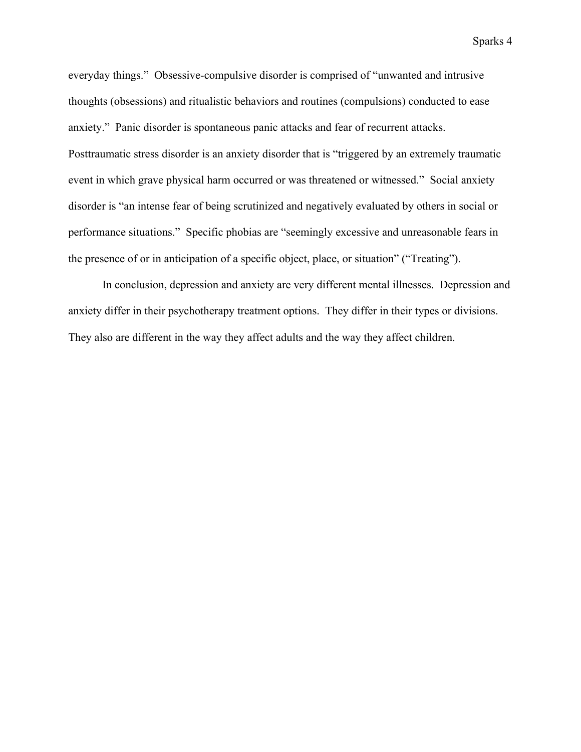everyday things." Obsessive-compulsive disorder is comprised of "unwanted and intrusive thoughts (obsessions) and ritualistic behaviors and routines (compulsions) conducted to ease anxiety." Panic disorder is spontaneous panic attacks and fear of recurrent attacks. Posttraumatic stress disorder is an anxiety disorder that is "triggered by an extremely traumatic event in which grave physical harm occurred or was threatened or witnessed." Social anxiety disorder is "an intense fear of being scrutinized and negatively evaluated by others in social or performance situations." Specific phobias are "seemingly excessive and unreasonable fears in the presence of or in anticipation of a specific object, place, or situation" ("Treating").

In conclusion, depression and anxiety are very different mental illnesses. Depression and anxiety differ in their psychotherapy treatment options. They differ in their types or divisions. They also are different in the way they affect adults and the way they affect children.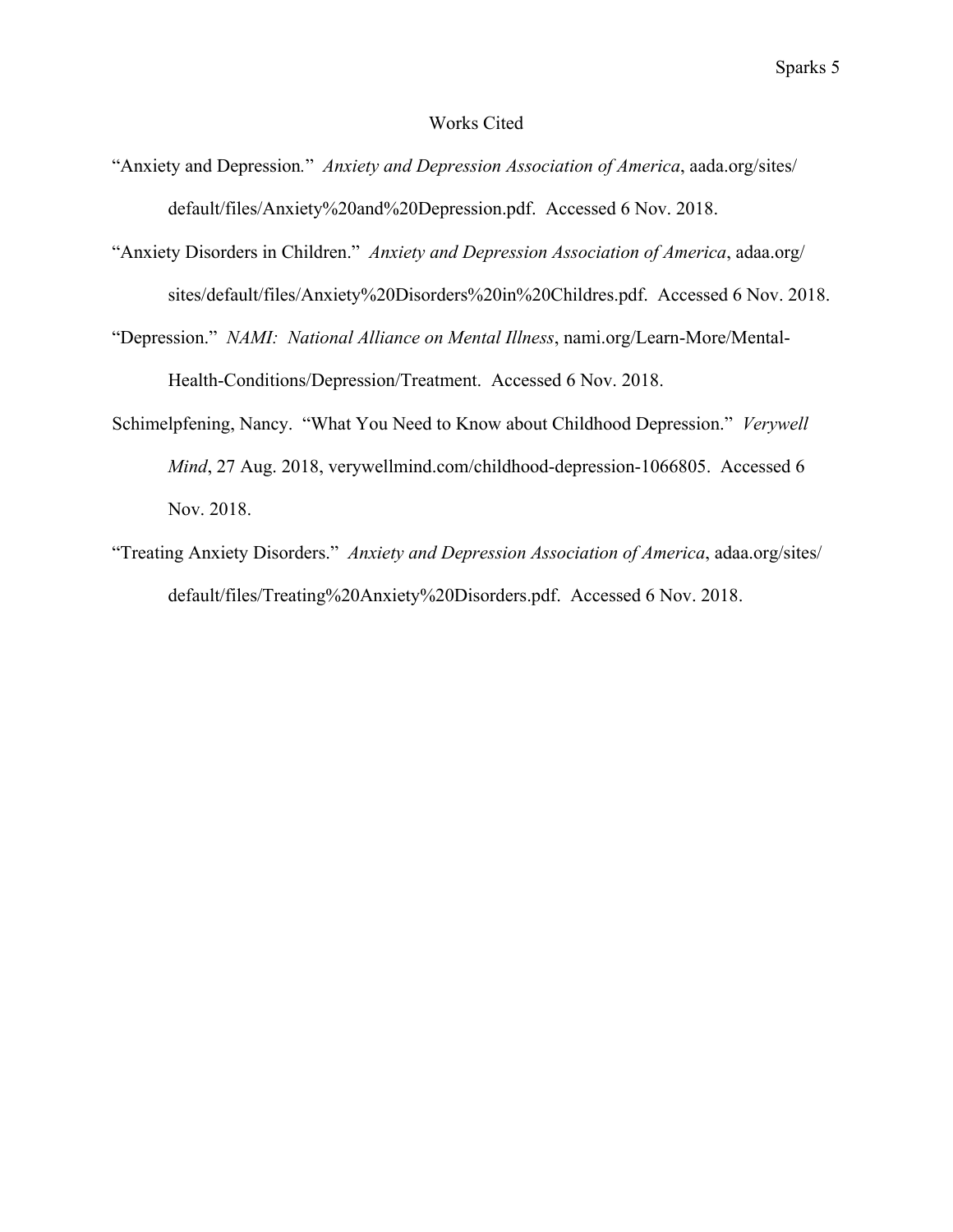# Works Cited

"Anxiety and Depression." *Anxiety and Depression Association of America*, aada.org/sites/default/files/Anxiety%20and%20Depression.pdf. Accessed 6 Nov. 2018.

"Anxiety Disorders in Children." *Anxiety and Depression Association of America*, adaa.org/sites/default/files/Anxiety%20Disorders%20in%20Childres.pdf. Accessed 6 Nov. 2018.

"Depression." *NAMI: National Alliance on Mental Illness*, nami.org/Learn-More/Mental-Health-Conditions/Depression/Treatment. Accessed 6 Nov. 2018.

Schimelpfening, Nancy. "What You Need to Know about Childhood Depression." *Verywell Mind*, 27 Aug. 2018, verywellmind.com/childhood-depression-1066805. Accessed 6 Nov. 2018.

"Treating Anxiety Disorders." *Anxiety and Depression Association of America*, adaa.org/sites/default/files/Treating%20Anxiety%20Disorders.pdf. Accessed 6 Nov. 2018.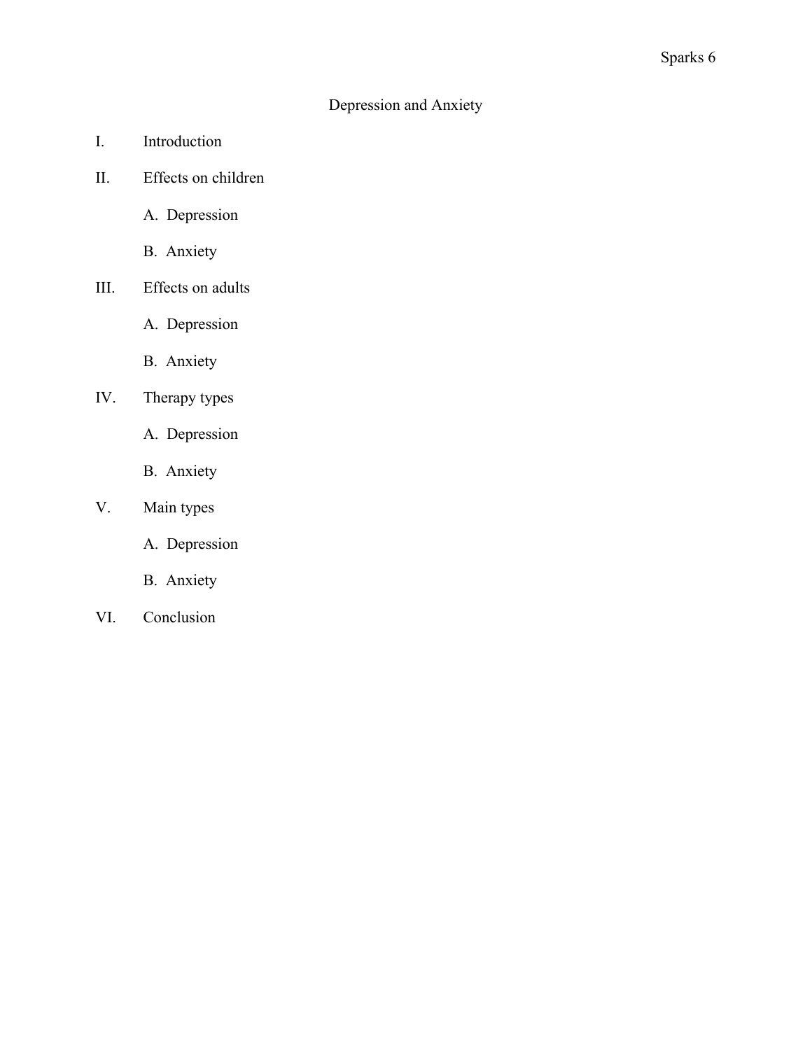# Depression and Anxiety

I. Introduction

II. Effects on children

  A. Depression

  B. Anxiety

III. Effects on adults

  A. Depression

  B. Anxiety

IV. Therapy types

  A. Depression

  B. Anxiety

V. Main types

  A. Depression

  B. Anxiety

VI. Conclusion